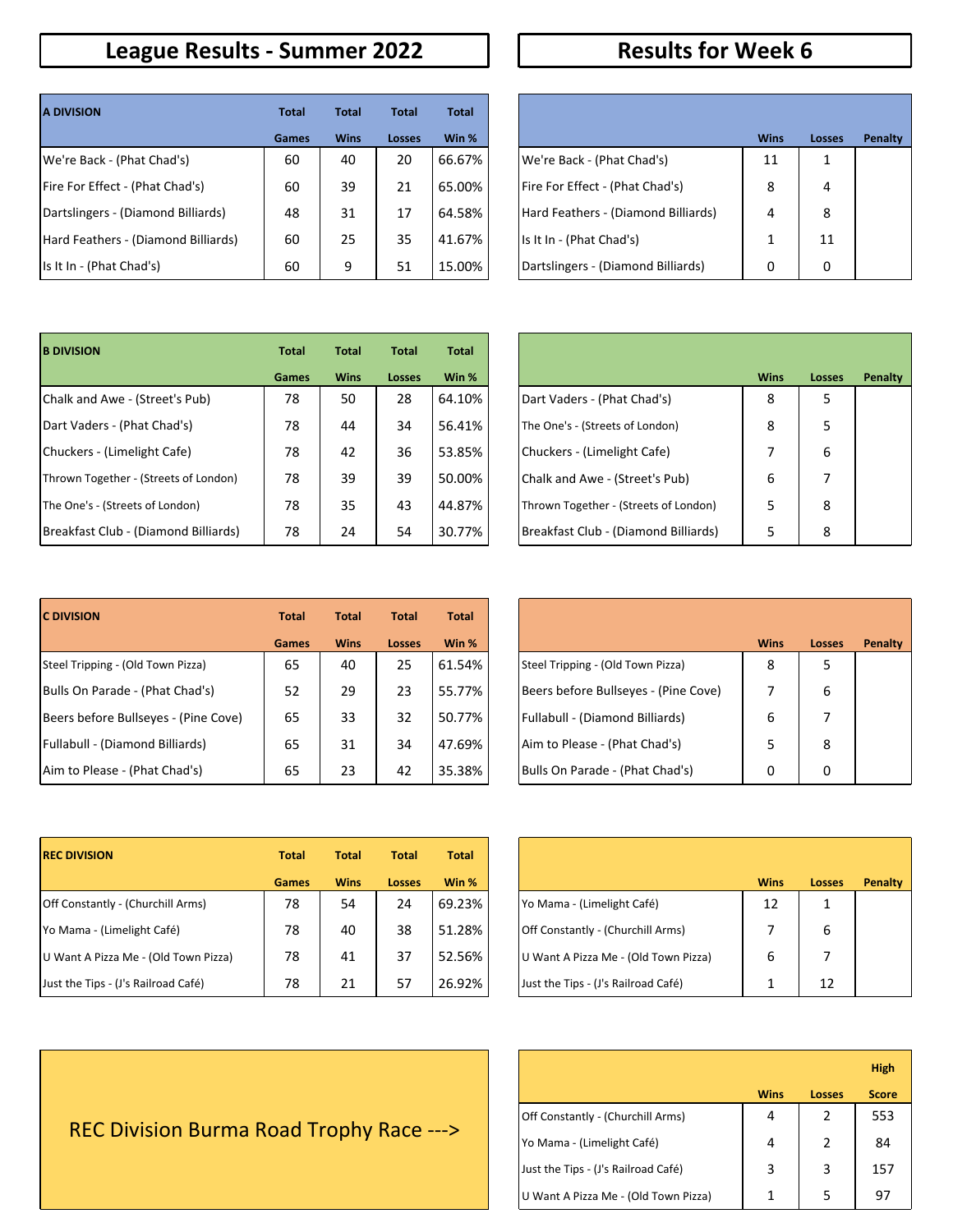# League Results - Summer 2022

| A DIVISION | Total Games | Total Wins | Total Losses | Total Win % |
|---|---|---|---|---|
| We're Back - (Phat Chad's) | 60 | 40 | 20 | 66.67% |
| Fire For Effect - (Phat Chad's) | 60 | 39 | 21 | 65.00% |
| Dartslingers - (Diamond Billiards) | 48 | 31 | 17 | 64.58% |
| Hard Feathers - (Diamond Billiards) | 60 | 25 | 35 | 41.67% |
| Is It In - (Phat Chad's) | 60 | 9 | 51 | 15.00% |

| B DIVISION | Total Games | Total Wins | Total Losses | Total Win % |
|---|---|---|---|---|
| Chalk and Awe - (Street's Pub) | 78 | 50 | 28 | 64.10% |
| Dart Vaders - (Phat Chad's) | 78 | 44 | 34 | 56.41% |
| Chuckers - (Limelight Cafe) | 78 | 42 | 36 | 53.85% |
| Thrown Together - (Streets of London) | 78 | 39 | 39 | 50.00% |
| The One's - (Streets of London) | 78 | 35 | 43 | 44.87% |
| Breakfast Club - (Diamond Billiards) | 78 | 24 | 54 | 30.77% |

| C DIVISION | Total Games | Total Wins | Total Losses | Total Win % |
|---|---|---|---|---|
| Steel Tripping - (Old Town Pizza) | 65 | 40 | 25 | 61.54% |
| Bulls On Parade - (Phat Chad's) | 52 | 29 | 23 | 55.77% |
| Beers before Bullseyes - (Pine Cove) | 65 | 33 | 32 | 50.77% |
| Fullabull - (Diamond Billiards) | 65 | 31 | 34 | 47.69% |
| Aim to Please - (Phat Chad's) | 65 | 23 | 42 | 35.38% |

| REC DIVISION | Total Games | Total Wins | Total Losses | Total Win % |
|---|---|---|---|---|
| Off Constantly - (Churchill Arms) | 78 | 54 | 24 | 69.23% |
| Yo Mama - (Limelight Café) | 78 | 40 | 38 | 51.28% |
| U Want A Pizza Me - (Old Town Pizza) | 78 | 41 | 37 | 52.56% |
| Just the Tips - (J's Railroad Café) | 78 | 21 | 57 | 26.92% |

REC Division Burma Road Trophy Race --->

# Results for Week 6

| | Wins | Losses | Penalty |
|---|---|---|---|
| We're Back - (Phat Chad's) | 11 | 1 | |
| Fire For Effect - (Phat Chad's) | 8 | 4 | |
| Hard Feathers - (Diamond Billiards) | 4 | 8 | |
| Is It In - (Phat Chad's) | 1 | 11 | |
| Dartslingers - (Diamond Billiards) | 0 | 0 | |

| | Wins | Losses | Penalty |
|---|---|---|---|
| Dart Vaders - (Phat Chad's) | 8 | 5 | |
| The One's - (Streets of London) | 8 | 5 | |
| Chuckers - (Limelight Cafe) | 7 | 6 | |
| Chalk and Awe - (Street's Pub) | 6 | 7 | |
| Thrown Together - (Streets of London) | 5 | 8 | |
| Breakfast Club - (Diamond Billiards) | 5 | 8 | |

| | Wins | Losses | Penalty |
|---|---|---|---|
| Steel Tripping - (Old Town Pizza) | 8 | 5 | |
| Beers before Bullseyes - (Pine Cove) | 7 | 6 | |
| Fullabull - (Diamond Billiards) | 6 | 7 | |
| Aim to Please - (Phat Chad's) | 5 | 8 | |
| Bulls On Parade - (Phat Chad's) | 0 | 0 | |

| | Wins | Losses | Penalty |
|---|---|---|---|
| Yo Mama - (Limelight Café) | 12 | 1 | |
| Off Constantly - (Churchill Arms) | 7 | 6 | |
| U Want A Pizza Me - (Old Town Pizza) | 6 | 7 | |
| Just the Tips - (J's Railroad Café) | 1 | 12 | |

| | Wins | Losses | High Score |
|---|---|---|---|
| Off Constantly - (Churchill Arms) | 4 | 2 | 553 |
| Yo Mama - (Limelight Café) | 4 | 2 | 84 |
| Just the Tips - (J's Railroad Café) | 3 | 3 | 157 |
| U Want A Pizza Me - (Old Town Pizza) | 1 | 5 | 97 |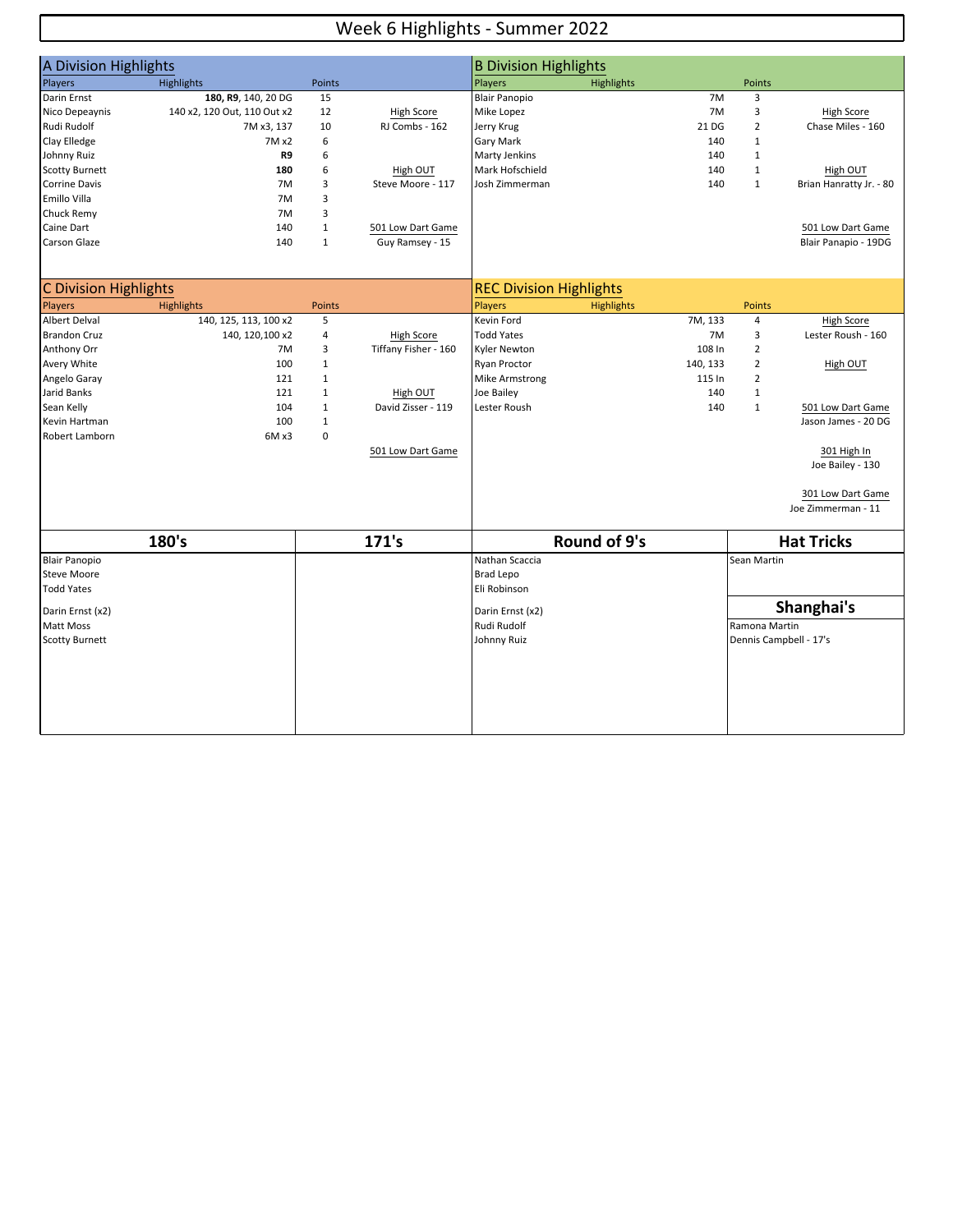# Week 6 Highlights - Summer 2022

## A Division Highlights

| Players | Highlights | Points | |
|---|---|---|---|
| Darin Ernst | **180, R9**, 140, 20 DG | 15 | |
| Nico Depeaynis | 140 x2, 120 Out, 110 Out x2 | 12 | High Score |
| Rudi Rudolf | 7M x3, 137 | 10 | RJ Combs - 162 |
| Clay Elledge | 7M x2 | 6 | |
| Johnny Ruiz | **R9** | 6 | |
| Scotty Burnett | **180** | 6 | High OUT |
| Corrine Davis | 7M | 3 | Steve Moore - 117 |
| Emillo Villa | 7M | 3 | |
| Chuck Remy | 7M | 3 | |
| Caine Dart | 140 | 1 | 501 Low Dart Game |
| Carson Glaze | 140 | 1 | Guy Ramsey - 15 |

## B Division Highlights

| Players | Highlights | Points | |
|---|---|---|---|
| Blair Panopio | 7M | 3 | |
| Mike Lopez | 7M | 3 | High Score |
| Jerry Krug | 21 DG | 2 | Chase Miles - 160 |
| Gary Mark | 140 | 1 | |
| Marty Jenkins | 140 | 1 | |
| Mark Hofschield | 140 | 1 | High OUT |
| Josh Zimmerman | 140 | 1 | Brian Hanratty Jr. - 80 |
| | | | 501 Low Dart Game |
| | | | Blair Panapio - 19DG |

## C Division Highlights

| Players | Highlights | Points | |
|---|---|---|---|
| Albert Delval | 140, 125, 113, 100 x2 | 5 | |
| Brandon Cruz | 140, 120,100 x2 | 4 | High Score |
| Anthony Orr | 7M | 3 | Tiffany Fisher - 160 |
| Avery White | 100 | 1 | |
| Angelo Garay | 121 | 1 | |
| Jarid Banks | 121 | 1 | High OUT |
| Sean Kelly | 104 | 1 | David Zisser - 119 |
| Kevin Hartman | 100 | 1 | |
| Robert Lamborn | 6M x3 | 0 | |
| | | | 501 Low Dart Game |

## REC Division Highlights

| Players | Highlights | Points | |
|---|---|---|---|
| Kevin Ford | 7M, 133 | 4 | High Score |
| Todd Yates | 7M | 3 | Lester Roush - 160 |
| Kyler Newton | 108 In | 2 | |
| Ryan Proctor | 140, 133 | 2 | High OUT |
| Mike Armstrong | 115 In | 2 | |
| Joe Bailey | 140 | 1 | |
| Lester Roush | 140 | 1 | 501 Low Dart Game |
| | | | Jason James - 20 DG |
| | | | 301 High In |
| | | | Joe Bailey - 130 |
| | | | 301 Low Dart Game |
| | | | Joe Zimmerman - 11 |

## 180's

- Blair Panopio
- Steve Moore
- Todd Yates
- Darin Ernst (x2)
- Matt Moss
- Scotty Burnett

## 171's

## Round of 9's

- Nathan Scaccia
- Brad Lepo
- Eli Robinson
- Darin Ernst (x2)
- Rudi Rudolf
- Johnny Ruiz

## Hat Tricks

- Sean Martin

## Shanghai's

- Ramona Martin
- Dennis Campbell - 17's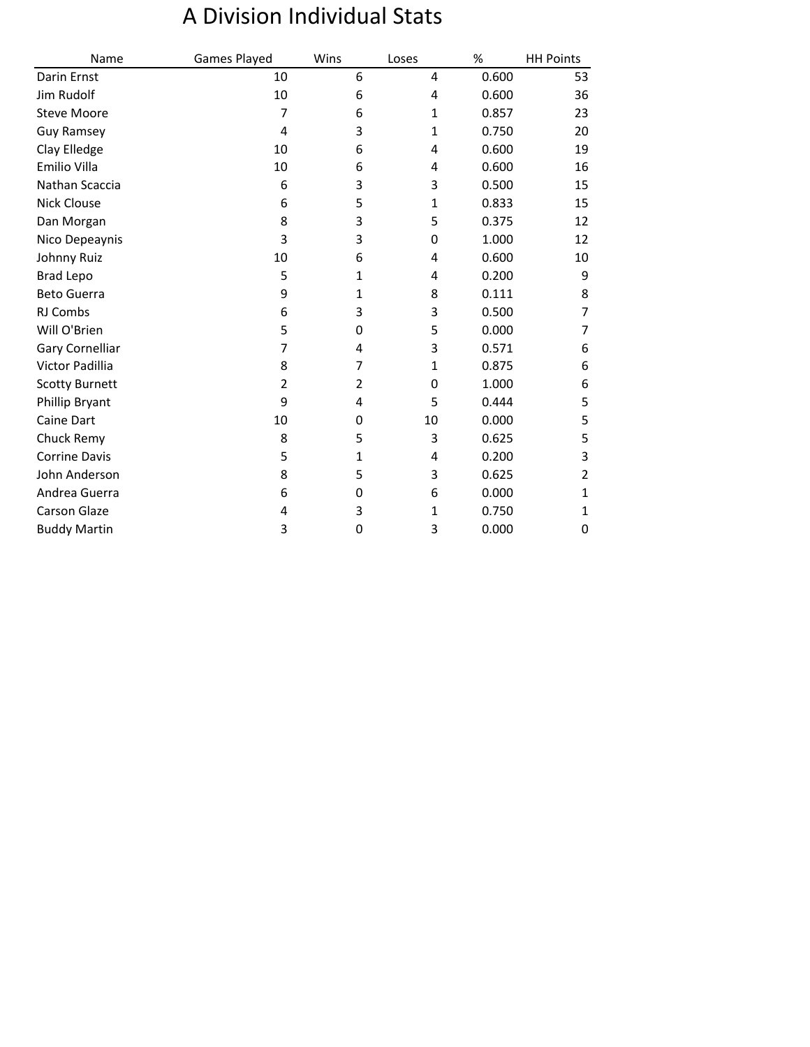# A Division Individual Stats

| Name | Games Played | Wins | Loses | % | HH Points |
|---|---|---|---|---|---|
| Darin Ernst | 10 | 6 | 4 | 0.600 | 53 |
| Jim Rudolf | 10 | 6 | 4 | 0.600 | 36 |
| Steve Moore | 7 | 6 | 1 | 0.857 | 23 |
| Guy Ramsey | 4 | 3 | 1 | 0.750 | 20 |
| Clay Elledge | 10 | 6 | 4 | 0.600 | 19 |
| Emilio Villa | 10 | 6 | 4 | 0.600 | 16 |
| Nathan Scaccia | 6 | 3 | 3 | 0.500 | 15 |
| Nick Clouse | 6 | 5 | 1 | 0.833 | 15 |
| Dan Morgan | 8 | 3 | 5 | 0.375 | 12 |
| Nico Depeaynis | 3 | 3 | 0 | 1.000 | 12 |
| Johnny Ruiz | 10 | 6 | 4 | 0.600 | 10 |
| Brad Lepo | 5 | 1 | 4 | 0.200 | 9 |
| Beto Guerra | 9 | 1 | 8 | 0.111 | 8 |
| RJ Combs | 6 | 3 | 3 | 0.500 | 7 |
| Will O'Brien | 5 | 0 | 5 | 0.000 | 7 |
| Gary Cornelliar | 7 | 4 | 3 | 0.571 | 6 |
| Victor Padillia | 8 | 7 | 1 | 0.875 | 6 |
| Scotty Burnett | 2 | 2 | 0 | 1.000 | 6 |
| Phillip Bryant | 9 | 4 | 5 | 0.444 | 5 |
| Caine Dart | 10 | 0 | 10 | 0.000 | 5 |
| Chuck Remy | 8 | 5 | 3 | 0.625 | 5 |
| Corrine Davis | 5 | 1 | 4 | 0.200 | 3 |
| John Anderson | 8 | 5 | 3 | 0.625 | 2 |
| Andrea Guerra | 6 | 0 | 6 | 0.000 | 1 |
| Carson Glaze | 4 | 3 | 1 | 0.750 | 1 |
| Buddy Martin | 3 | 0 | 3 | 0.000 | 0 |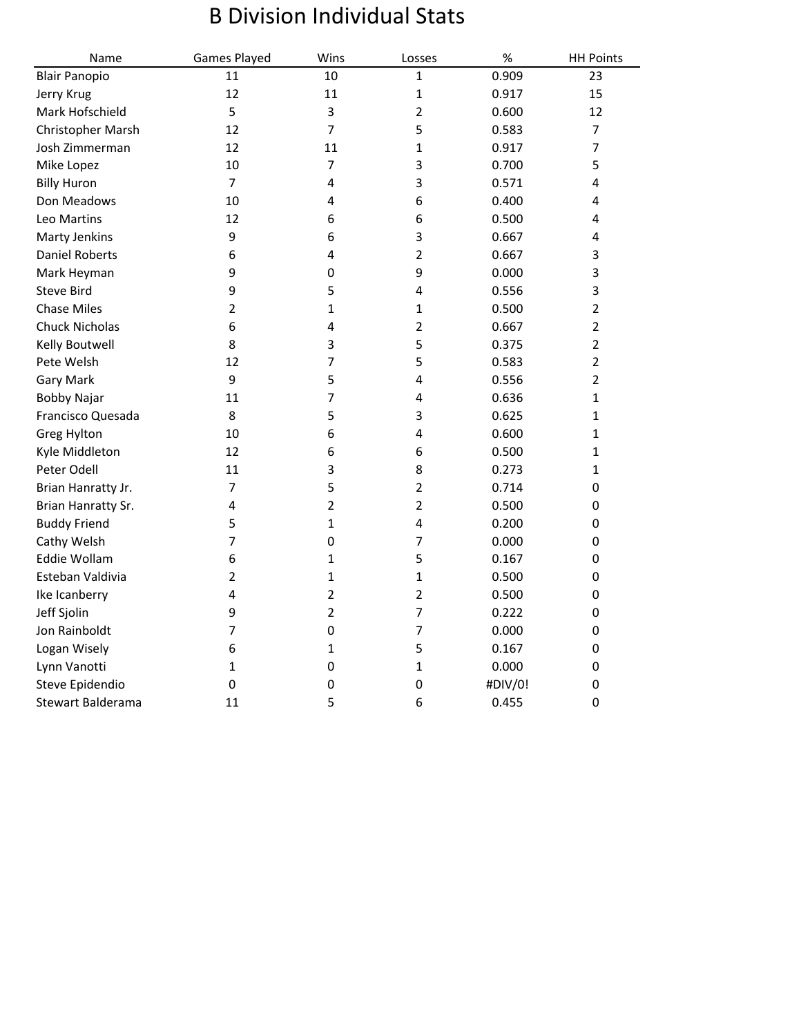# B Division Individual Stats

| Name | Games Played | Wins | Losses | % | HH Points |
|---|---|---|---|---|---|
| Blair Panopio | 11 | 10 | 1 | 0.909 | 23 |
| Jerry Krug | 12 | 11 | 1 | 0.917 | 15 |
| Mark Hofschield | 5 | 3 | 2 | 0.600 | 12 |
| Christopher Marsh | 12 | 7 | 5 | 0.583 | 7 |
| Josh Zimmerman | 12 | 11 | 1 | 0.917 | 7 |
| Mike Lopez | 10 | 7 | 3 | 0.700 | 5 |
| Billy Huron | 7 | 4 | 3 | 0.571 | 4 |
| Don Meadows | 10 | 4 | 6 | 0.400 | 4 |
| Leo Martins | 12 | 6 | 6 | 0.500 | 4 |
| Marty Jenkins | 9 | 6 | 3 | 0.667 | 4 |
| Daniel Roberts | 6 | 4 | 2 | 0.667 | 3 |
| Mark Heyman | 9 | 0 | 9 | 0.000 | 3 |
| Steve Bird | 9 | 5 | 4 | 0.556 | 3 |
| Chase Miles | 2 | 1 | 1 | 0.500 | 2 |
| Chuck Nicholas | 6 | 4 | 2 | 0.667 | 2 |
| Kelly Boutwell | 8 | 3 | 5 | 0.375 | 2 |
| Pete Welsh | 12 | 7 | 5 | 0.583 | 2 |
| Gary Mark | 9 | 5 | 4 | 0.556 | 2 |
| Bobby Najar | 11 | 7 | 4 | 0.636 | 1 |
| Francisco Quesada | 8 | 5 | 3 | 0.625 | 1 |
| Greg Hylton | 10 | 6 | 4 | 0.600 | 1 |
| Kyle Middleton | 12 | 6 | 6 | 0.500 | 1 |
| Peter Odell | 11 | 3 | 8 | 0.273 | 1 |
| Brian Hanratty Jr. | 7 | 5 | 2 | 0.714 | 0 |
| Brian Hanratty Sr. | 4 | 2 | 2 | 0.500 | 0 |
| Buddy Friend | 5 | 1 | 4 | 0.200 | 0 |
| Cathy Welsh | 7 | 0 | 7 | 0.000 | 0 |
| Eddie Wollam | 6 | 1 | 5 | 0.167 | 0 |
| Esteban Valdivia | 2 | 1 | 1 | 0.500 | 0 |
| Ike Icanberry | 4 | 2 | 2 | 0.500 | 0 |
| Jeff Sjolin | 9 | 2 | 7 | 0.222 | 0 |
| Jon Rainboldt | 7 | 0 | 7 | 0.000 | 0 |
| Logan Wisely | 6 | 1 | 5 | 0.167 | 0 |
| Lynn Vanotti | 1 | 0 | 1 | 0.000 | 0 |
| Steve Epidendio | 0 | 0 | 0 | #DIV/0! | 0 |
| Stewart Balderama | 11 | 5 | 6 | 0.455 | 0 |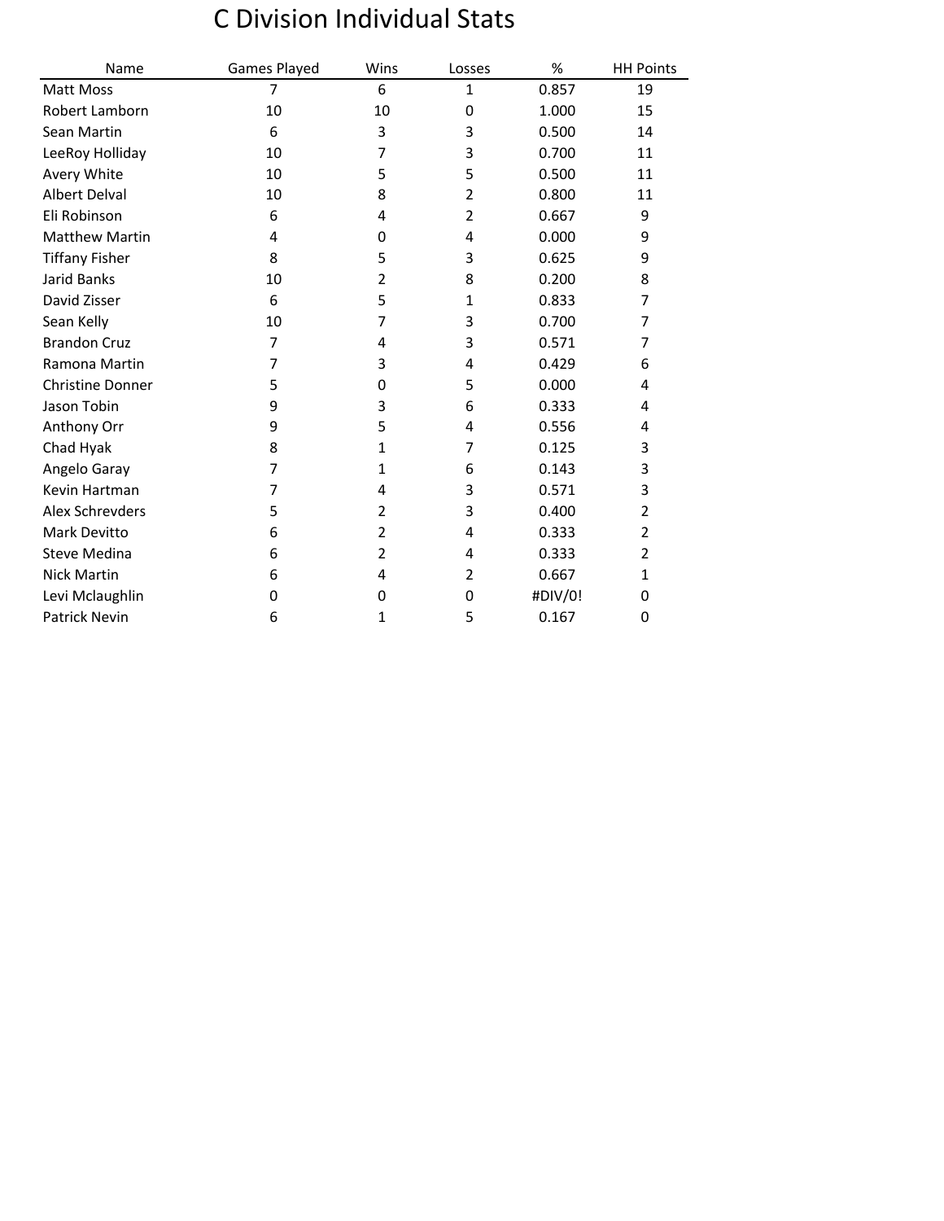# C Division Individual Stats

| Name | Games Played | Wins | Losses | % | HH Points |
|---|---|---|---|---|---|
| Matt Moss | 7 | 6 | 1 | 0.857 | 19 |
| Robert Lamborn | 10 | 10 | 0 | 1.000 | 15 |
| Sean Martin | 6 | 3 | 3 | 0.500 | 14 |
| LeeRoy Holliday | 10 | 7 | 3 | 0.700 | 11 |
| Avery White | 10 | 5 | 5 | 0.500 | 11 |
| Albert Delval | 10 | 8 | 2 | 0.800 | 11 |
| Eli Robinson | 6 | 4 | 2 | 0.667 | 9 |
| Matthew Martin | 4 | 0 | 4 | 0.000 | 9 |
| Tiffany Fisher | 8 | 5 | 3 | 0.625 | 9 |
| Jarid Banks | 10 | 2 | 8 | 0.200 | 8 |
| David Zisser | 6 | 5 | 1 | 0.833 | 7 |
| Sean Kelly | 10 | 7 | 3 | 0.700 | 7 |
| Brandon Cruz | 7 | 4 | 3 | 0.571 | 7 |
| Ramona Martin | 7 | 3 | 4 | 0.429 | 6 |
| Christine Donner | 5 | 0 | 5 | 0.000 | 4 |
| Jason Tobin | 9 | 3 | 6 | 0.333 | 4 |
| Anthony Orr | 9 | 5 | 4 | 0.556 | 4 |
| Chad Hyak | 8 | 1 | 7 | 0.125 | 3 |
| Angelo Garay | 7 | 1 | 6 | 0.143 | 3 |
| Kevin Hartman | 7 | 4 | 3 | 0.571 | 3 |
| Alex Schrevders | 5 | 2 | 3 | 0.400 | 2 |
| Mark Devitto | 6 | 2 | 4 | 0.333 | 2 |
| Steve Medina | 6 | 2 | 4 | 0.333 | 2 |
| Nick Martin | 6 | 4 | 2 | 0.667 | 1 |
| Levi Mclaughlin | 0 | 0 | 0 | #DIV/0! | 0 |
| Patrick Nevin | 6 | 1 | 5 | 0.167 | 0 |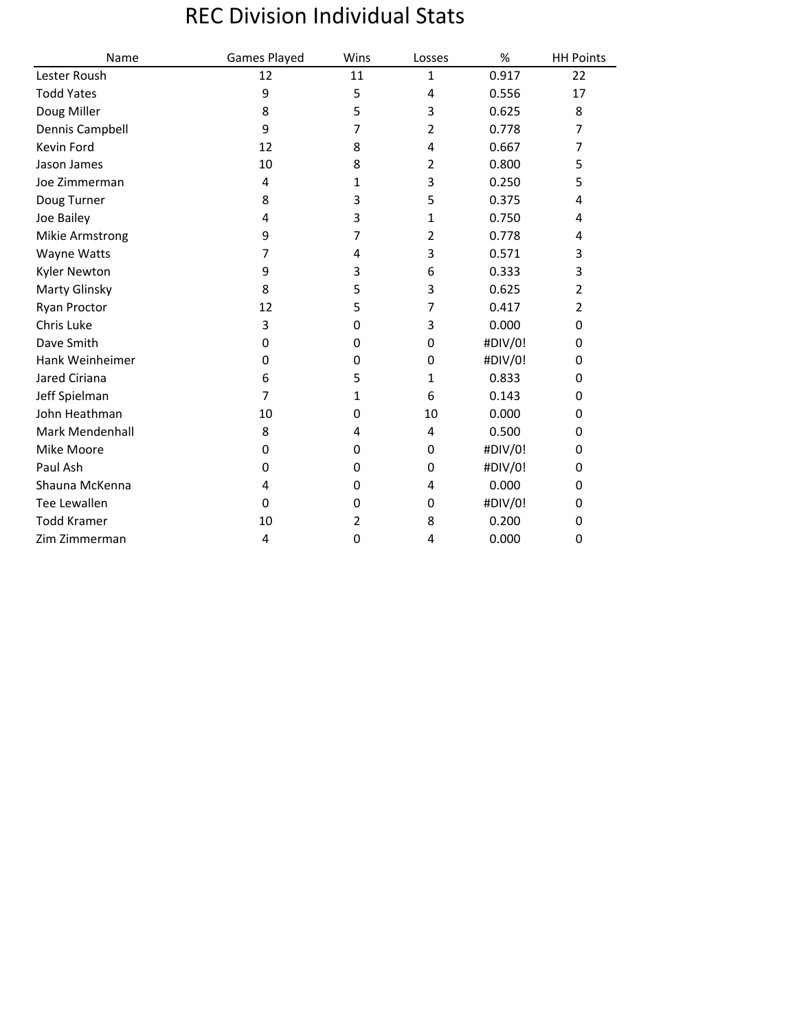# REC Division Individual Stats

| Name | Games Played | Wins | Losses | % | HH Points |
|---|---|---|---|---|---|
| Lester Roush | 12 | 11 | 1 | 0.917 | 22 |
| Todd Yates | 9 | 5 | 4 | 0.556 | 17 |
| Doug Miller | 8 | 5 | 3 | 0.625 | 8 |
| Dennis Campbell | 9 | 7 | 2 | 0.778 | 7 |
| Kevin Ford | 12 | 8 | 4 | 0.667 | 7 |
| Jason James | 10 | 8 | 2 | 0.800 | 5 |
| Joe Zimmerman | 4 | 1 | 3 | 0.250 | 5 |
| Doug Turner | 8 | 3 | 5 | 0.375 | 4 |
| Joe Bailey | 4 | 3 | 1 | 0.750 | 4 |
| Mikie Armstrong | 9 | 7 | 2 | 0.778 | 4 |
| Wayne Watts | 7 | 4 | 3 | 0.571 | 3 |
| Kyler Newton | 9 | 3 | 6 | 0.333 | 3 |
| Marty Glinsky | 8 | 5 | 3 | 0.625 | 2 |
| Ryan Proctor | 12 | 5 | 7 | 0.417 | 2 |
| Chris Luke | 3 | 0 | 3 | 0.000 | 0 |
| Dave Smith | 0 | 0 | 0 | #DIV/0! | 0 |
| Hank Weinheimer | 0 | 0 | 0 | #DIV/0! | 0 |
| Jared Ciriana | 6 | 5 | 1 | 0.833 | 0 |
| Jeff Spielman | 7 | 1 | 6 | 0.143 | 0 |
| John Heathman | 10 | 0 | 10 | 0.000 | 0 |
| Mark Mendenhall | 8 | 4 | 4 | 0.500 | 0 |
| Mike Moore | 0 | 0 | 0 | #DIV/0! | 0 |
| Paul Ash | 0 | 0 | 0 | #DIV/0! | 0 |
| Shauna McKenna | 4 | 0 | 4 | 0.000 | 0 |
| Tee Lewallen | 0 | 0 | 0 | #DIV/0! | 0 |
| Todd Kramer | 10 | 2 | 8 | 0.200 | 0 |
| Zim Zimmerman | 4 | 0 | 4 | 0.000 | 0 |